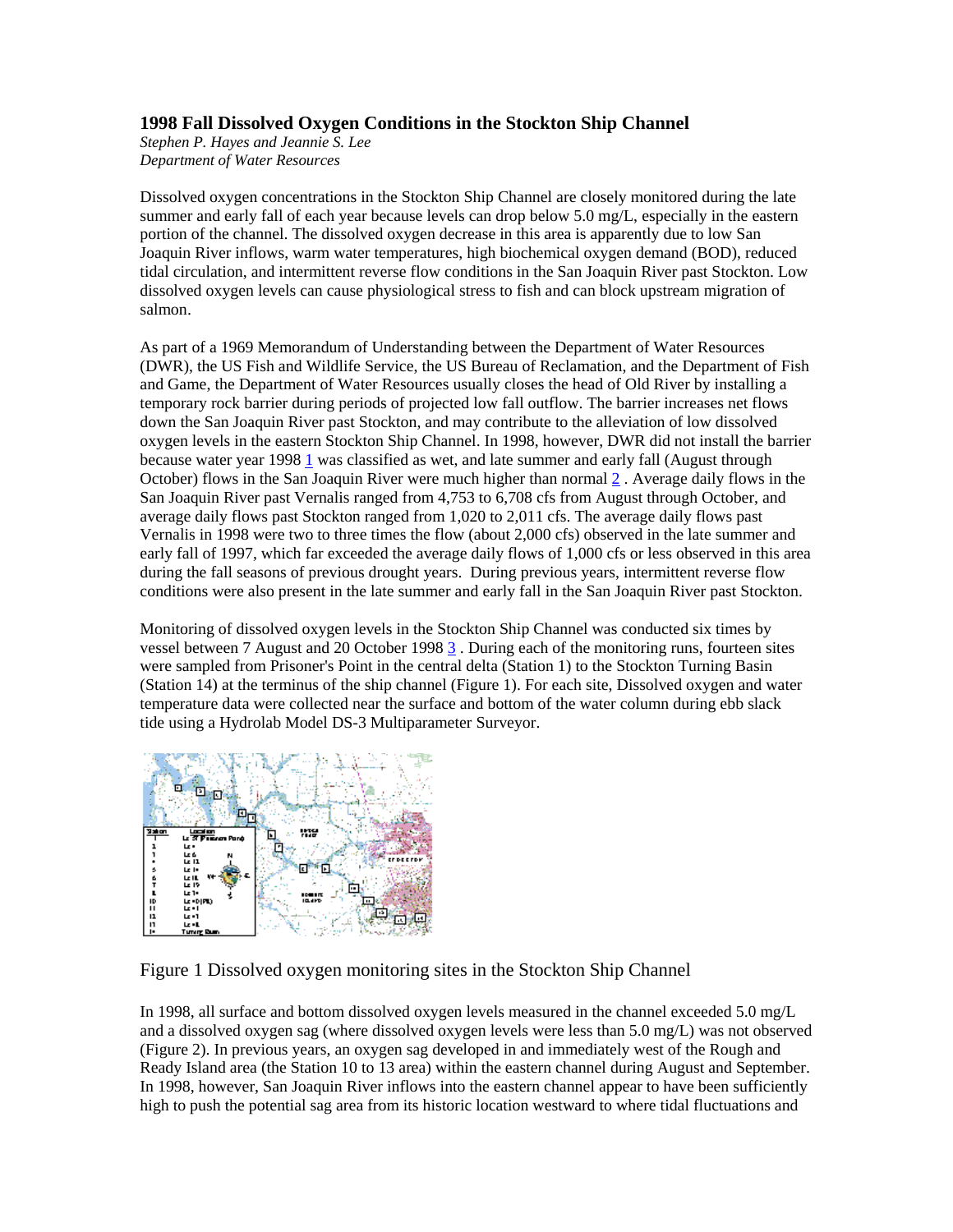# 1998 Fall Dissolved Oxygen Conditions in the Stockton Ship Channel

*Stephen P. Hayes and Jeannie S. Lee*
*Department of Water Resources*

Dissolved oxygen concentrations in the Stockton Ship Channel are closely monitored during the late summer and early fall of each year because levels can drop below 5.0 mg/L, especially in the eastern portion of the channel. The dissolved oxygen decrease in this area is apparently due to low San Joaquin River inflows, warm water temperatures, high biochemical oxygen demand (BOD), reduced tidal circulation, and intermittent reverse flow conditions in the San Joaquin River past Stockton. Low dissolved oxygen levels can cause physiological stress to fish and can block upstream migration of salmon.

As part of a 1969 Memorandum of Understanding between the Department of Water Resources (DWR), the US Fish and Wildlife Service, the US Bureau of Reclamation, and the Department of Fish and Game, the Department of Water Resources usually closes the head of Old River by installing a temporary rock barrier during periods of projected low fall outflow. The barrier increases net flows down the San Joaquin River past Stockton, and may contribute to the alleviation of low dissolved oxygen levels in the eastern Stockton Ship Channel. In 1998, however, DWR did not install the barrier because water year 1998 [1] was classified as wet, and late summer and early fall (August through October) flows in the San Joaquin River were much higher than normal [2] . Average daily flows in the San Joaquin River past Vernalis ranged from 4,753 to 6,708 cfs from August through October, and average daily flows past Stockton ranged from 1,020 to 2,011 cfs. The average daily flows past Vernalis in 1998 were two to three times the flow (about 2,000 cfs) observed in the late summer and early fall of 1997, which far exceeded the average daily flows of 1,000 cfs or less observed in this area during the fall seasons of previous drought years. During previous years, intermittent reverse flow conditions were also present in the late summer and early fall in the San Joaquin River past Stockton.

Monitoring of dissolved oxygen levels in the Stockton Ship Channel was conducted six times by vessel between 7 August and 20 October 1998 [3] . During each of the monitoring runs, fourteen sites were sampled from Prisoner's Point in the central delta (Station 1) to the Stockton Turning Basin (Station 14) at the terminus of the ship channel (Figure 1). For each site, Dissolved oxygen and water temperature data were collected near the surface and bottom of the water column during ebb slack tide using a Hydrolab Model DS-3 Multiparameter Surveyor.

Figure 1 Dissolved oxygen monitoring sites in the Stockton Ship Channel

In 1998, all surface and bottom dissolved oxygen levels measured in the channel exceeded 5.0 mg/L and a dissolved oxygen sag (where dissolved oxygen levels were less than 5.0 mg/L) was not observed (Figure 2). In previous years, an oxygen sag developed in and immediately west of the Rough and Ready Island area (the Station 10 to 13 area) within the eastern channel during August and September. In 1998, however, San Joaquin River inflows into the eastern channel appear to have been sufficiently high to push the potential sag area from its historic location westward to where tidal fluctuations and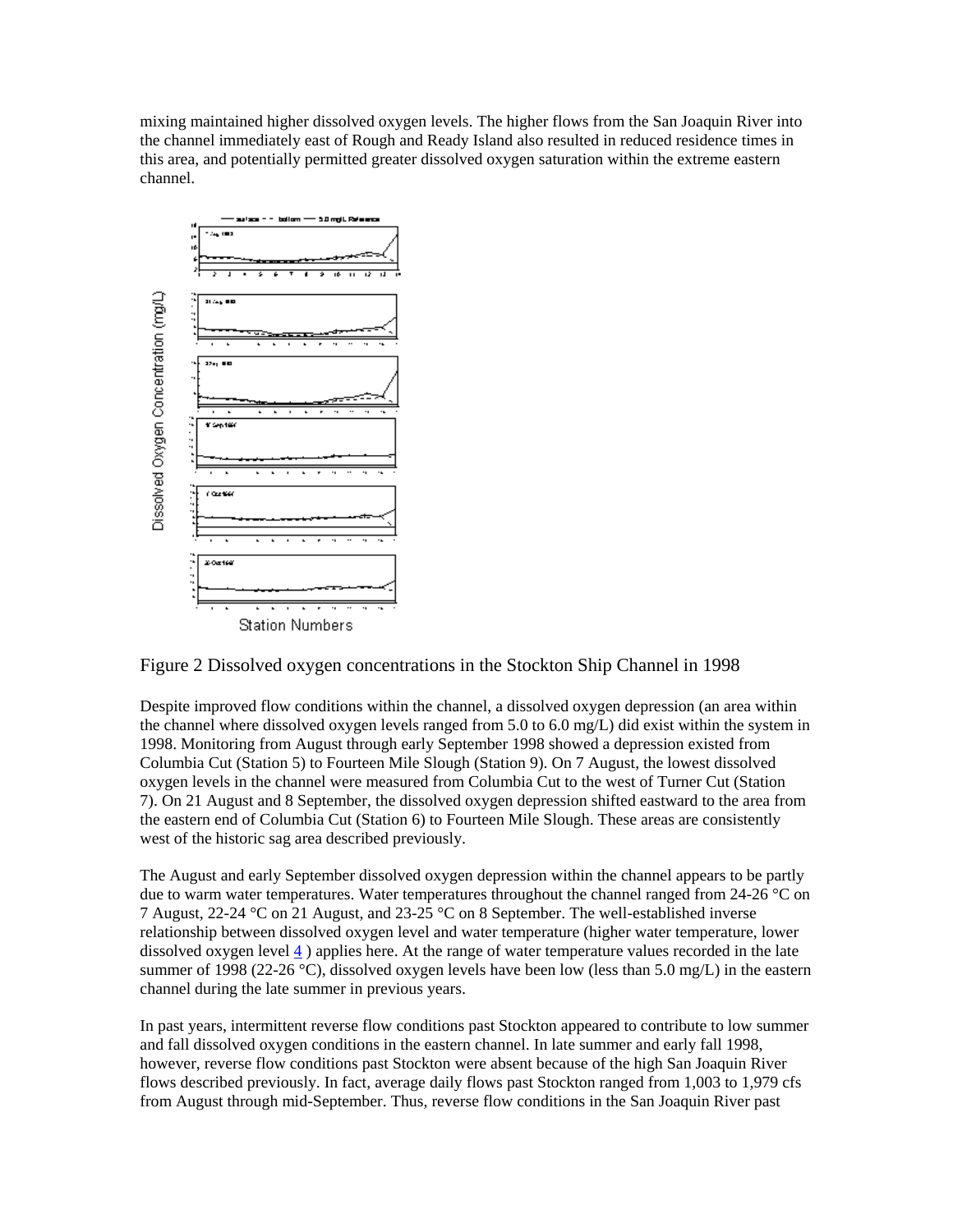mixing maintained higher dissolved oxygen levels. The higher flows from the San Joaquin River into the channel immediately east of Rough and Ready Island also resulted in reduced residence times in this area, and potentially permitted greater dissolved oxygen saturation within the extreme eastern channel.

Figure 2 Dissolved oxygen concentrations in the Stockton Ship Channel in 1998

Despite improved flow conditions within the channel, a dissolved oxygen depression (an area within the channel where dissolved oxygen levels ranged from 5.0 to 6.0 mg/L) did exist within the system in 1998. Monitoring from August through early September 1998 showed a depression existed from Columbia Cut (Station 5) to Fourteen Mile Slough (Station 9). On 7 August, the lowest dissolved oxygen levels in the channel were measured from Columbia Cut to the west of Turner Cut (Station 7). On 21 August and 8 September, the dissolved oxygen depression shifted eastward to the area from the eastern end of Columbia Cut (Station 6) to Fourteen Mile Slough. These areas are consistently west of the historic sag area described previously.

The August and early September dissolved oxygen depression within the channel appears to be partly due to warm water temperatures. Water temperatures throughout the channel ranged from 24-26 °C on 7 August, 22-24 °C on 21 August, and 23-25 °C on 8 September. The well-established inverse relationship between dissolved oxygen level and water temperature (higher water temperature, lower dissolved oxygen level 4 ) applies here. At the range of water temperature values recorded in the late summer of 1998 (22-26 °C), dissolved oxygen levels have been low (less than 5.0 mg/L) in the eastern channel during the late summer in previous years.

In past years, intermittent reverse flow conditions past Stockton appeared to contribute to low summer and fall dissolved oxygen conditions in the eastern channel. In late summer and early fall 1998, however, reverse flow conditions past Stockton were absent because of the high San Joaquin River flows described previously. In fact, average daily flows past Stockton ranged from 1,003 to 1,979 cfs from August through mid-September. Thus, reverse flow conditions in the San Joaquin River past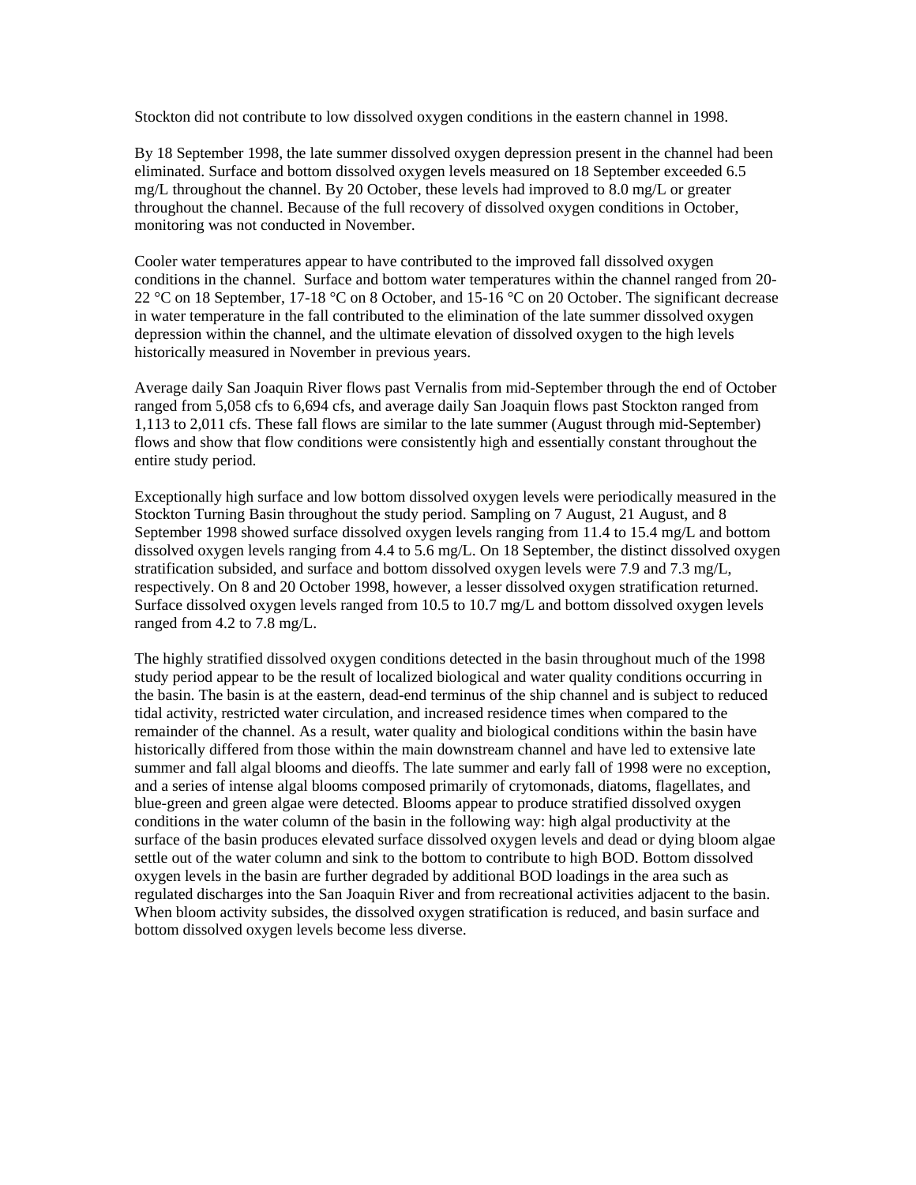Stockton did not contribute to low dissolved oxygen conditions in the eastern channel in 1998.

By 18 September 1998, the late summer dissolved oxygen depression present in the channel had been eliminated. Surface and bottom dissolved oxygen levels measured on 18 September exceeded 6.5 mg/L throughout the channel. By 20 October, these levels had improved to 8.0 mg/L or greater throughout the channel. Because of the full recovery of dissolved oxygen conditions in October, monitoring was not conducted in November.

Cooler water temperatures appear to have contributed to the improved fall dissolved oxygen conditions in the channel. Surface and bottom water temperatures within the channel ranged from 20-22 °C on 18 September, 17-18 °C on 8 October, and 15-16 °C on 20 October. The significant decrease in water temperature in the fall contributed to the elimination of the late summer dissolved oxygen depression within the channel, and the ultimate elevation of dissolved oxygen to the high levels historically measured in November in previous years.

Average daily San Joaquin River flows past Vernalis from mid-September through the end of October ranged from 5,058 cfs to 6,694 cfs, and average daily San Joaquin flows past Stockton ranged from 1,113 to 2,011 cfs. These fall flows are similar to the late summer (August through mid-September) flows and show that flow conditions were consistently high and essentially constant throughout the entire study period.

Exceptionally high surface and low bottom dissolved oxygen levels were periodically measured in the Stockton Turning Basin throughout the study period. Sampling on 7 August, 21 August, and 8 September 1998 showed surface dissolved oxygen levels ranging from 11.4 to 15.4 mg/L and bottom dissolved oxygen levels ranging from 4.4 to 5.6 mg/L. On 18 September, the distinct dissolved oxygen stratification subsided, and surface and bottom dissolved oxygen levels were 7.9 and 7.3 mg/L, respectively. On 8 and 20 October 1998, however, a lesser dissolved oxygen stratification returned. Surface dissolved oxygen levels ranged from 10.5 to 10.7 mg/L and bottom dissolved oxygen levels ranged from 4.2 to 7.8 mg/L.

The highly stratified dissolved oxygen conditions detected in the basin throughout much of the 1998 study period appear to be the result of localized biological and water quality conditions occurring in the basin. The basin is at the eastern, dead-end terminus of the ship channel and is subject to reduced tidal activity, restricted water circulation, and increased residence times when compared to the remainder of the channel. As a result, water quality and biological conditions within the basin have historically differed from those within the main downstream channel and have led to extensive late summer and fall algal blooms and dieoffs. The late summer and early fall of 1998 were no exception, and a series of intense algal blooms composed primarily of crytomonads, diatoms, flagellates, and blue-green and green algae were detected. Blooms appear to produce stratified dissolved oxygen conditions in the water column of the basin in the following way: high algal productivity at the surface of the basin produces elevated surface dissolved oxygen levels and dead or dying bloom algae settle out of the water column and sink to the bottom to contribute to high BOD. Bottom dissolved oxygen levels in the basin are further degraded by additional BOD loadings in the area such as regulated discharges into the San Joaquin River and from recreational activities adjacent to the basin. When bloom activity subsides, the dissolved oxygen stratification is reduced, and basin surface and bottom dissolved oxygen levels become less diverse.